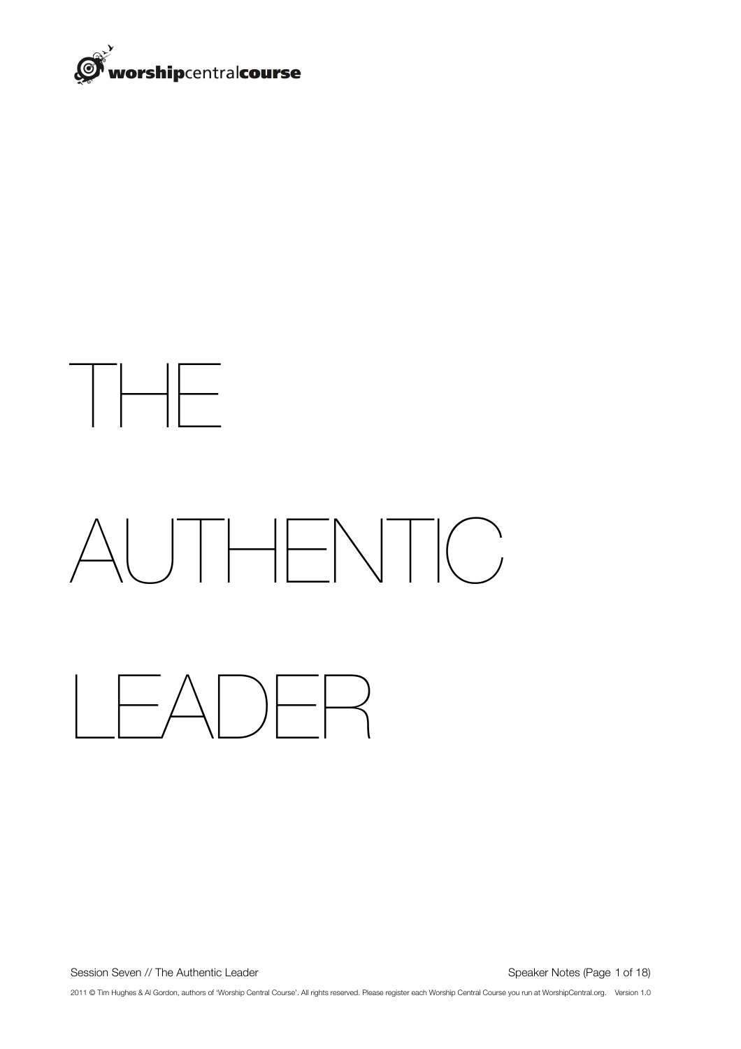# THE AUTHENTIC LEADER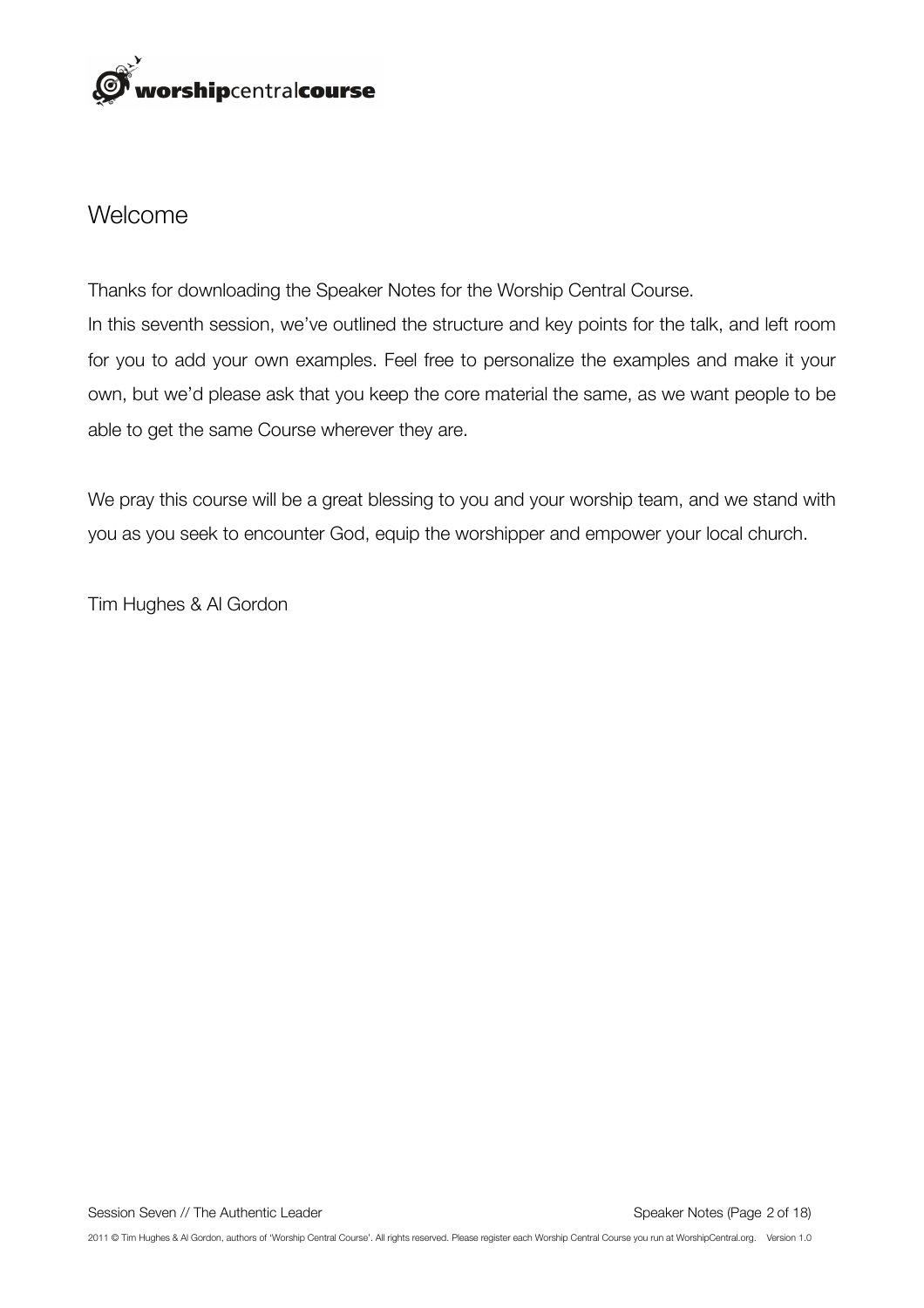## Welcome

Thanks for downloading the Speaker Notes for the Worship Central Course.
In this seventh session, we've outlined the structure and key points for the talk, and left room for you to add your own examples. Feel free to personalize the examples and make it your own, but we'd please ask that you keep the core material the same, as we want people to be able to get the same Course wherever they are.

We pray this course will be a great blessing to you and your worship team, and we stand with you as you seek to encounter God, equip the worshipper and empower your local church.

Tim Hughes & Al Gordon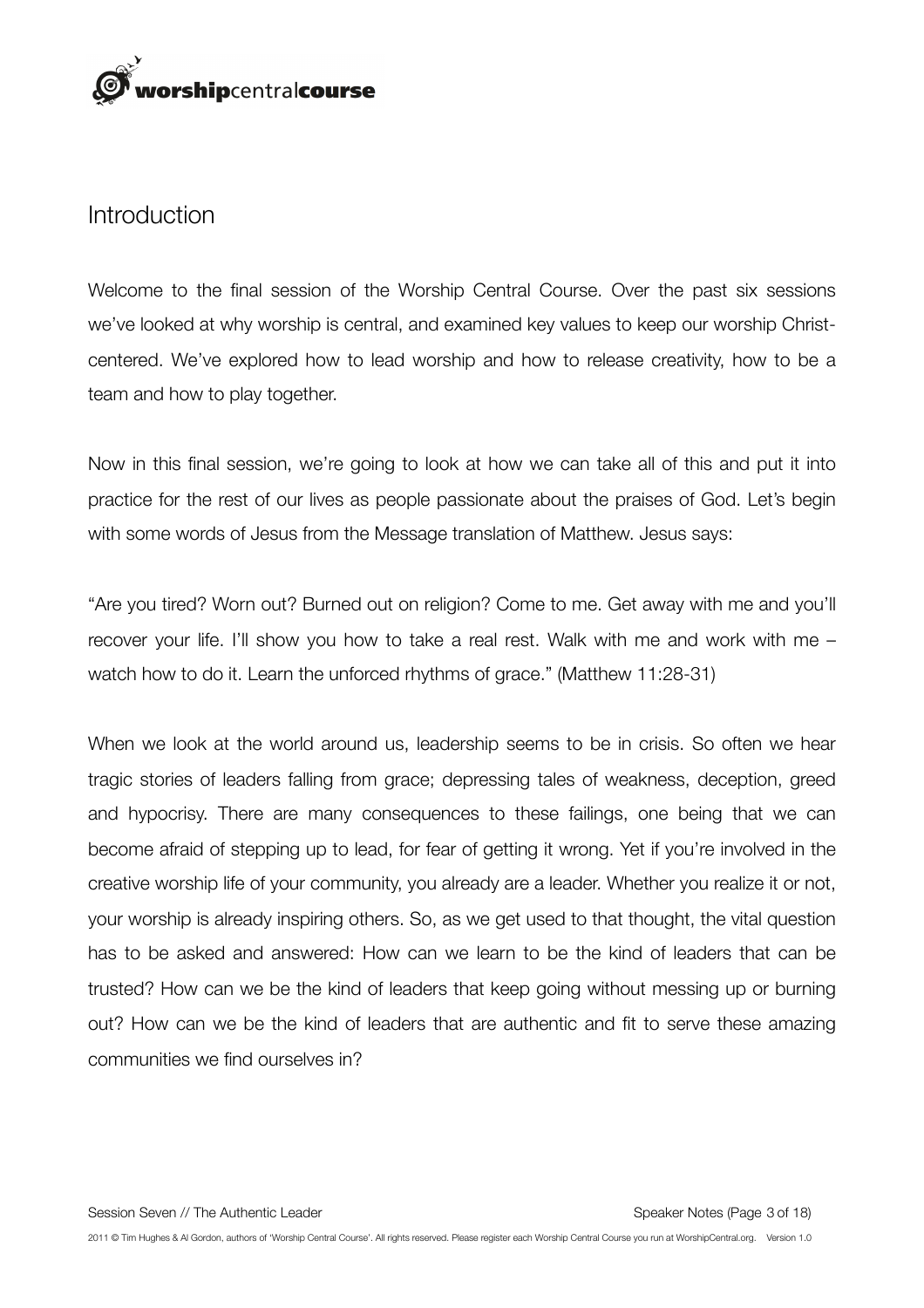# Introduction

Welcome to the final session of the Worship Central Course. Over the past six sessions we've looked at why worship is central, and examined key values to keep our worship Christ-centered. We've explored how to lead worship and how to release creativity, how to be a team and how to play together.

Now in this final session, we're going to look at how we can take all of this and put it into practice for the rest of our lives as people passionate about the praises of God. Let's begin with some words of Jesus from the Message translation of Matthew. Jesus says:

"Are you tired? Worn out? Burned out on religion? Come to me. Get away with me and you'll recover your life. I'll show you how to take a real rest. Walk with me and work with me – watch how to do it. Learn the unforced rhythms of grace." (Matthew 11:28-31)

When we look at the world around us, leadership seems to be in crisis. So often we hear tragic stories of leaders falling from grace; depressing tales of weakness, deception, greed and hypocrisy. There are many consequences to these failings, one being that we can become afraid of stepping up to lead, for fear of getting it wrong. Yet if you're involved in the creative worship life of your community, you already are a leader. Whether you realize it or not, your worship is already inspiring others. So, as we get used to that thought, the vital question has to be asked and answered: How can we learn to be the kind of leaders that can be trusted? How can we be the kind of leaders that keep going without messing up or burning out? How can we be the kind of leaders that are authentic and fit to serve these amazing communities we find ourselves in?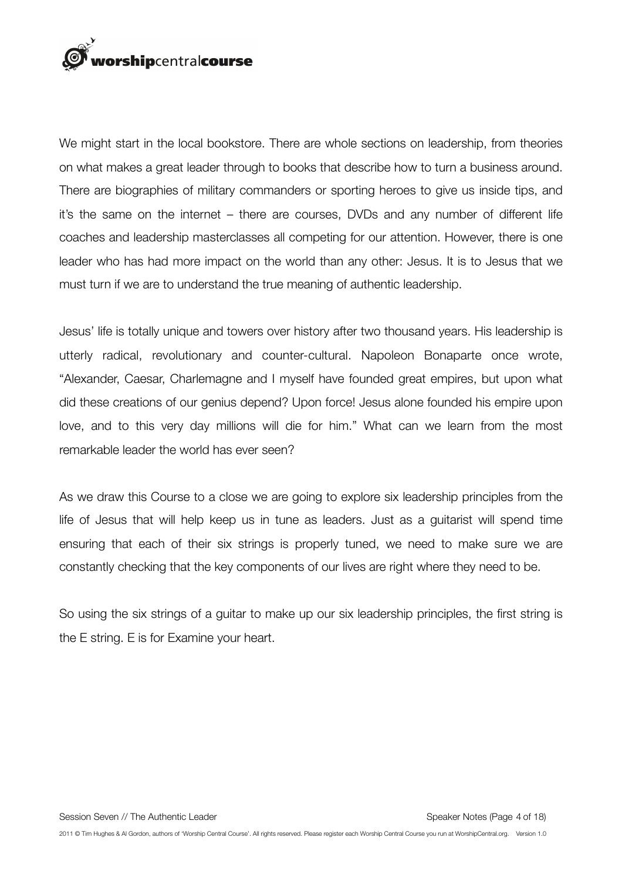We might start in the local bookstore. There are whole sections on leadership, from theories on what makes a great leader through to books that describe how to turn a business around. There are biographies of military commanders or sporting heroes to give us inside tips, and it's the same on the internet – there are courses, DVDs and any number of different life coaches and leadership masterclasses all competing for our attention. However, there is one leader who has had more impact on the world than any other: Jesus. It is to Jesus that we must turn if we are to understand the true meaning of authentic leadership.

Jesus' life is totally unique and towers over history after two thousand years. His leadership is utterly radical, revolutionary and counter-cultural. Napoleon Bonaparte once wrote, "Alexander, Caesar, Charlemagne and I myself have founded great empires, but upon what did these creations of our genius depend? Upon force! Jesus alone founded his empire upon love, and to this very day millions will die for him." What can we learn from the most remarkable leader the world has ever seen?

As we draw this Course to a close we are going to explore six leadership principles from the life of Jesus that will help keep us in tune as leaders. Just as a guitarist will spend time ensuring that each of their six strings is properly tuned, we need to make sure we are constantly checking that the key components of our lives are right where they need to be.

So using the six strings of a guitar to make up our six leadership principles, the first string is the E string. E is for Examine your heart.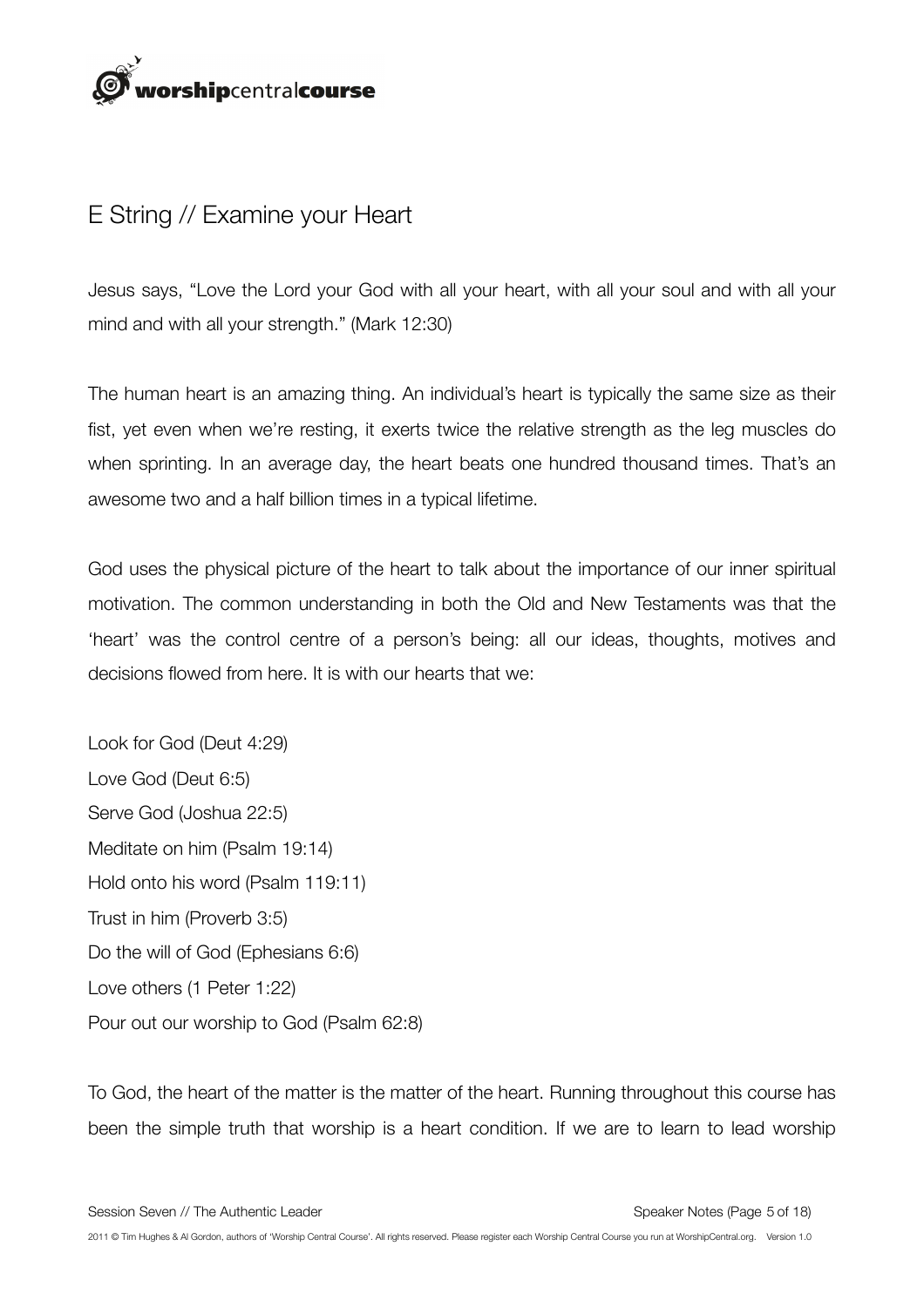## E String // Examine your Heart

Jesus says, "Love the Lord your God with all your heart, with all your soul and with all your mind and with all your strength." (Mark 12:30)

The human heart is an amazing thing. An individual's heart is typically the same size as their fist, yet even when we're resting, it exerts twice the relative strength as the leg muscles do when sprinting. In an average day, the heart beats one hundred thousand times. That's an awesome two and a half billion times in a typical lifetime.

God uses the physical picture of the heart to talk about the importance of our inner spiritual motivation. The common understanding in both the Old and New Testaments was that the 'heart' was the control centre of a person's being: all our ideas, thoughts, motives and decisions flowed from here. It is with our hearts that we:

Look for God (Deut 4:29)
Love God (Deut 6:5)
Serve God (Joshua 22:5)
Meditate on him (Psalm 19:14)
Hold onto his word (Psalm 119:11)
Trust in him (Proverb 3:5)
Do the will of God (Ephesians 6:6)
Love others (1 Peter 1:22)
Pour out our worship to God (Psalm 62:8)

To God, the heart of the matter is the matter of the heart. Running throughout this course has been the simple truth that worship is a heart condition. If we are to learn to lead worship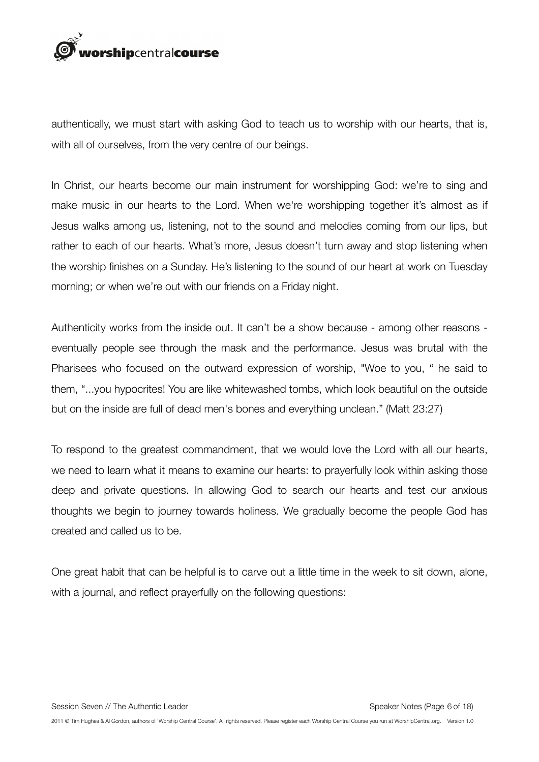authentically, we must start with asking God to teach us to worship with our hearts, that is, with all of ourselves, from the very centre of our beings.

In Christ, our hearts become our main instrument for worshipping God: we're to sing and make music in our hearts to the Lord. When we're worshipping together it's almost as if Jesus walks among us, listening, not to the sound and melodies coming from our lips, but rather to each of our hearts. What's more, Jesus doesn't turn away and stop listening when the worship finishes on a Sunday. He's listening to the sound of our heart at work on Tuesday morning; or when we're out with our friends on a Friday night.

Authenticity works from the inside out. It can't be a show because - among other reasons - eventually people see through the mask and the performance. Jesus was brutal with the Pharisees who focused on the outward expression of worship, "Woe to you, " he said to them, "...you hypocrites! You are like whitewashed tombs, which look beautiful on the outside but on the inside are full of dead men's bones and everything unclean." (Matt 23:27)

To respond to the greatest commandment, that we would love the Lord with all our hearts, we need to learn what it means to examine our hearts: to prayerfully look within asking those deep and private questions. In allowing God to search our hearts and test our anxious thoughts we begin to journey towards holiness. We gradually become the people God has created and called us to be.

One great habit that can be helpful is to carve out a little time in the week to sit down, alone, with a journal, and reflect prayerfully on the following questions: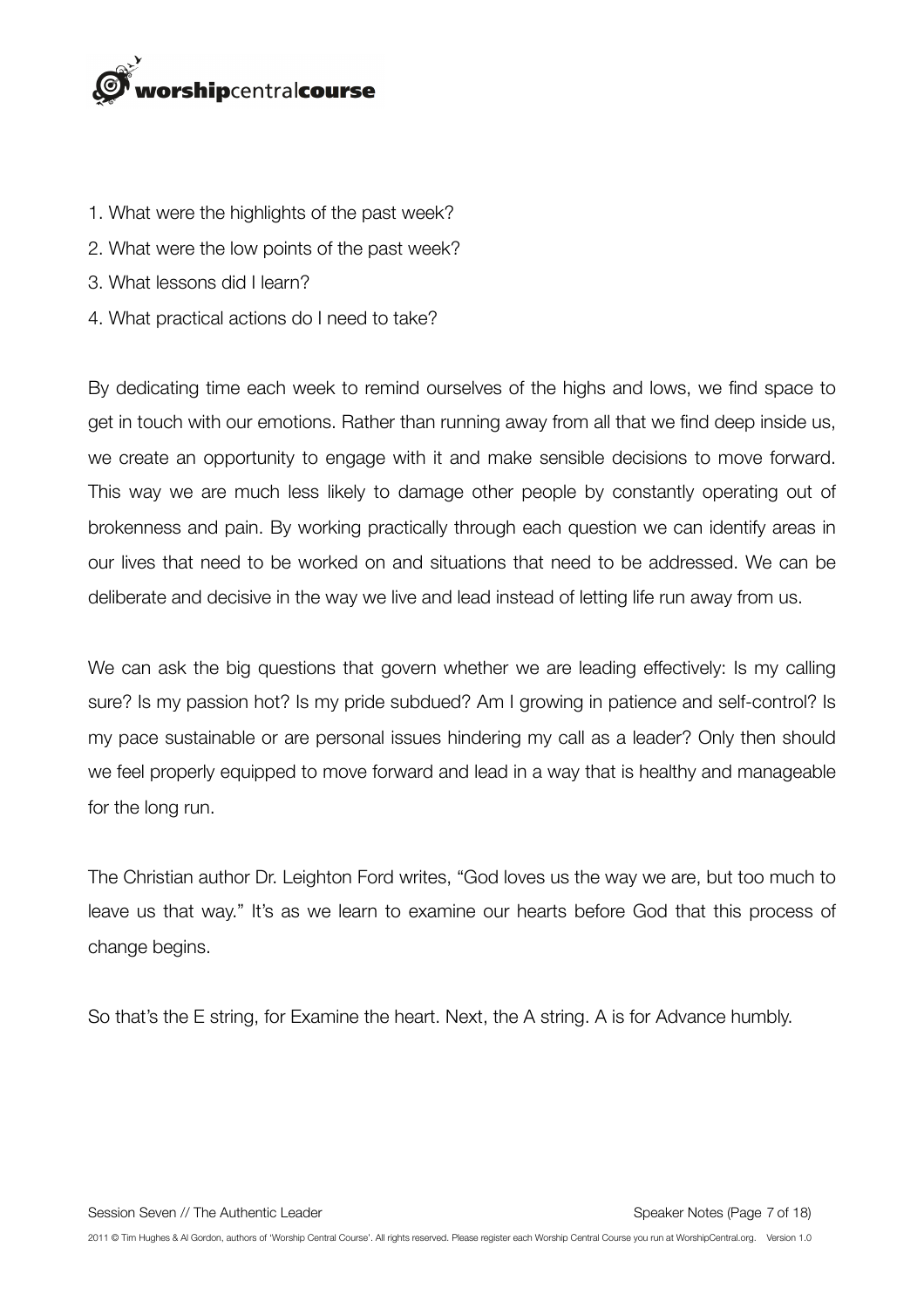1. What were the highlights of the past week?
2. What were the low points of the past week?
3. What lessons did I learn?
4. What practical actions do I need to take?

By dedicating time each week to remind ourselves of the highs and lows, we find space to get in touch with our emotions. Rather than running away from all that we find deep inside us, we create an opportunity to engage with it and make sensible decisions to move forward. This way we are much less likely to damage other people by constantly operating out of brokenness and pain. By working practically through each question we can identify areas in our lives that need to be worked on and situations that need to be addressed. We can be deliberate and decisive in the way we live and lead instead of letting life run away from us.

We can ask the big questions that govern whether we are leading effectively: Is my calling sure? Is my passion hot? Is my pride subdued? Am I growing in patience and self-control? Is my pace sustainable or are personal issues hindering my call as a leader? Only then should we feel properly equipped to move forward and lead in a way that is healthy and manageable for the long run.

The Christian author Dr. Leighton Ford writes, "God loves us the way we are, but too much to leave us that way." It's as we learn to examine our hearts before God that this process of change begins.

So that's the E string, for Examine the heart. Next, the A string. A is for Advance humbly.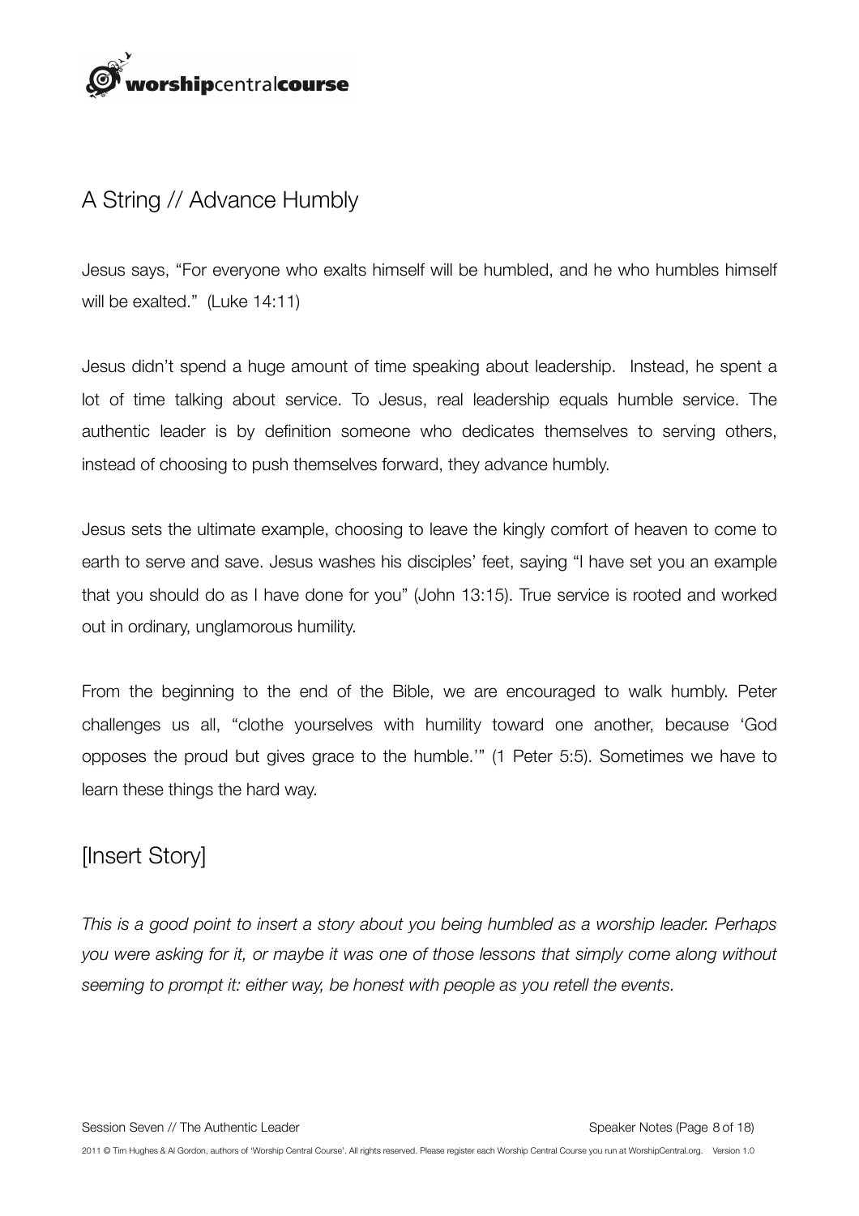## A String // Advance Humbly

Jesus says, "For everyone who exalts himself will be humbled, and he who humbles himself will be exalted." (Luke 14:11)

Jesus didn't spend a huge amount of time speaking about leadership. Instead, he spent a lot of time talking about service. To Jesus, real leadership equals humble service. The authentic leader is by definition someone who dedicates themselves to serving others, instead of choosing to push themselves forward, they advance humbly.

Jesus sets the ultimate example, choosing to leave the kingly comfort of heaven to come to earth to serve and save. Jesus washes his disciples' feet, saying "I have set you an example that you should do as I have done for you" (John 13:15). True service is rooted and worked out in ordinary, unglamorous humility.

From the beginning to the end of the Bible, we are encouraged to walk humbly. Peter challenges us all, "clothe yourselves with humility toward one another, because 'God opposes the proud but gives grace to the humble.'" (1 Peter 5:5). Sometimes we have to learn these things the hard way.

## [Insert Story]

*This is a good point to insert a story about you being humbled as a worship leader. Perhaps you were asking for it, or maybe it was one of those lessons that simply come along without seeming to prompt it: either way, be honest with people as you retell the events.*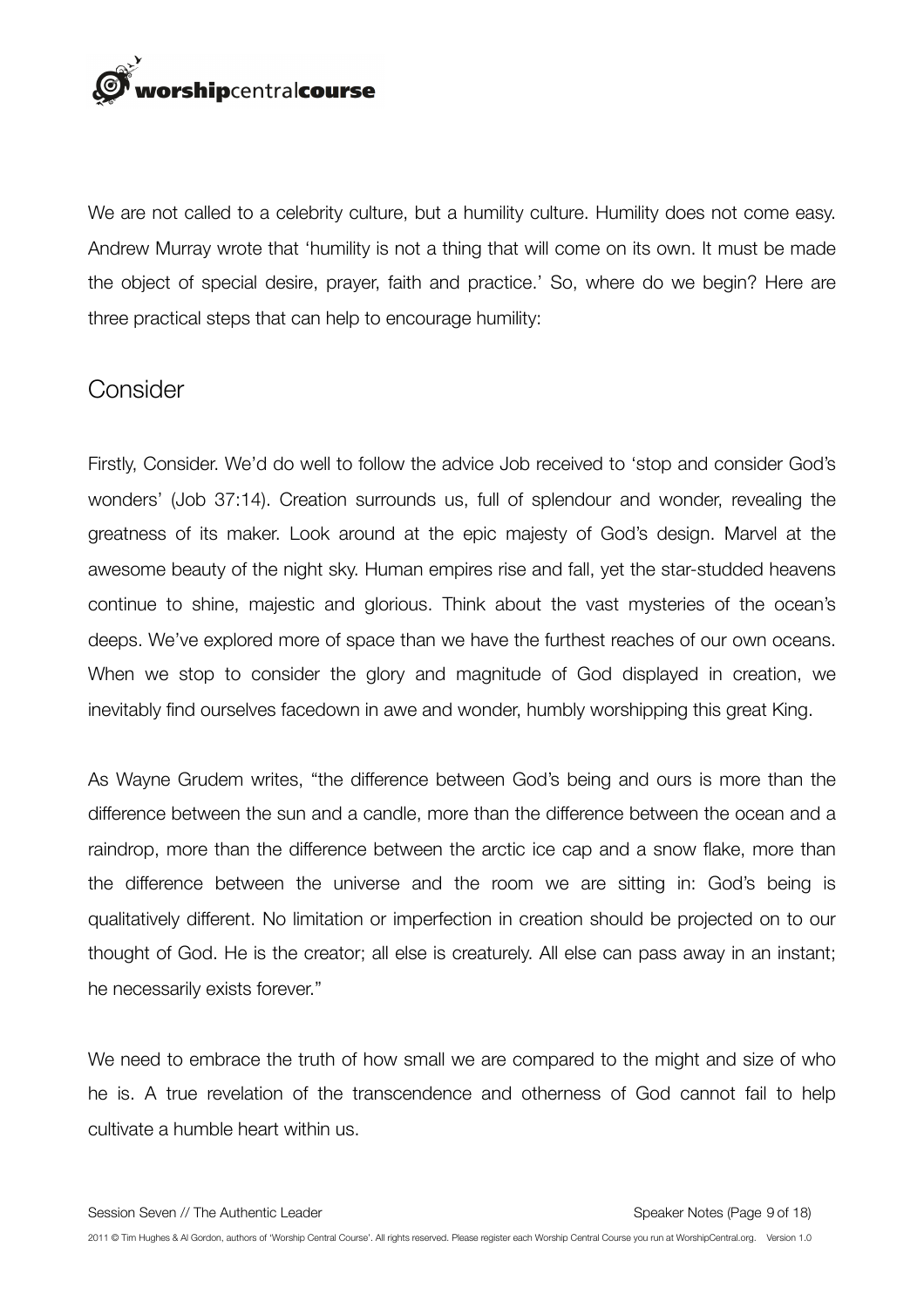We are not called to a celebrity culture, but a humility culture. Humility does not come easy. Andrew Murray wrote that 'humility is not a thing that will come on its own. It must be made the object of special desire, prayer, faith and practice.' So, where do we begin? Here are three practical steps that can help to encourage humility:

## Consider

Firstly, Consider. We'd do well to follow the advice Job received to 'stop and consider God's wonders' (Job 37:14). Creation surrounds us, full of splendour and wonder, revealing the greatness of its maker. Look around at the epic majesty of God's design. Marvel at the awesome beauty of the night sky. Human empires rise and fall, yet the star-studded heavens continue to shine, majestic and glorious. Think about the vast mysteries of the ocean's deeps. We've explored more of space than we have the furthest reaches of our own oceans. When we stop to consider the glory and magnitude of God displayed in creation, we inevitably find ourselves facedown in awe and wonder, humbly worshipping this great King.

As Wayne Grudem writes, "the difference between God's being and ours is more than the difference between the sun and a candle, more than the difference between the ocean and a raindrop, more than the difference between the arctic ice cap and a snow flake, more than the difference between the universe and the room we are sitting in: God's being is qualitatively different. No limitation or imperfection in creation should be projected on to our thought of God. He is the creator; all else is creaturely. All else can pass away in an instant; he necessarily exists forever."

We need to embrace the truth of how small we are compared to the might and size of who he is. A true revelation of the transcendence and otherness of God cannot fail to help cultivate a humble heart within us.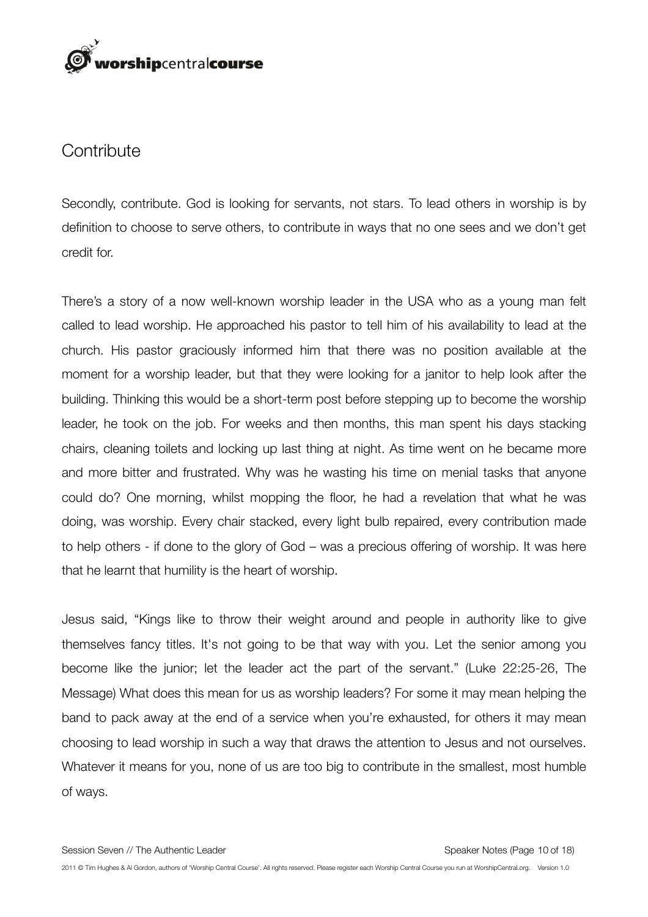## Contribute

Secondly, contribute. God is looking for servants, not stars. To lead others in worship is by definition to choose to serve others, to contribute in ways that no one sees and we don't get credit for.

There's a story of a now well-known worship leader in the USA who as a young man felt called to lead worship. He approached his pastor to tell him of his availability to lead at the church. His pastor graciously informed him that there was no position available at the moment for a worship leader, but that they were looking for a janitor to help look after the building. Thinking this would be a short-term post before stepping up to become the worship leader, he took on the job. For weeks and then months, this man spent his days stacking chairs, cleaning toilets and locking up last thing at night. As time went on he became more and more bitter and frustrated. Why was he wasting his time on menial tasks that anyone could do? One morning, whilst mopping the floor, he had a revelation that what he was doing, was worship. Every chair stacked, every light bulb repaired, every contribution made to help others - if done to the glory of God – was a precious offering of worship. It was here that he learnt that humility is the heart of worship.

Jesus said, "Kings like to throw their weight around and people in authority like to give themselves fancy titles. It's not going to be that way with you. Let the senior among you become like the junior; let the leader act the part of the servant." (Luke 22:25-26, The Message) What does this mean for us as worship leaders? For some it may mean helping the band to pack away at the end of a service when you're exhausted, for others it may mean choosing to lead worship in such a way that draws the attention to Jesus and not ourselves. Whatever it means for you, none of us are too big to contribute in the smallest, most humble of ways.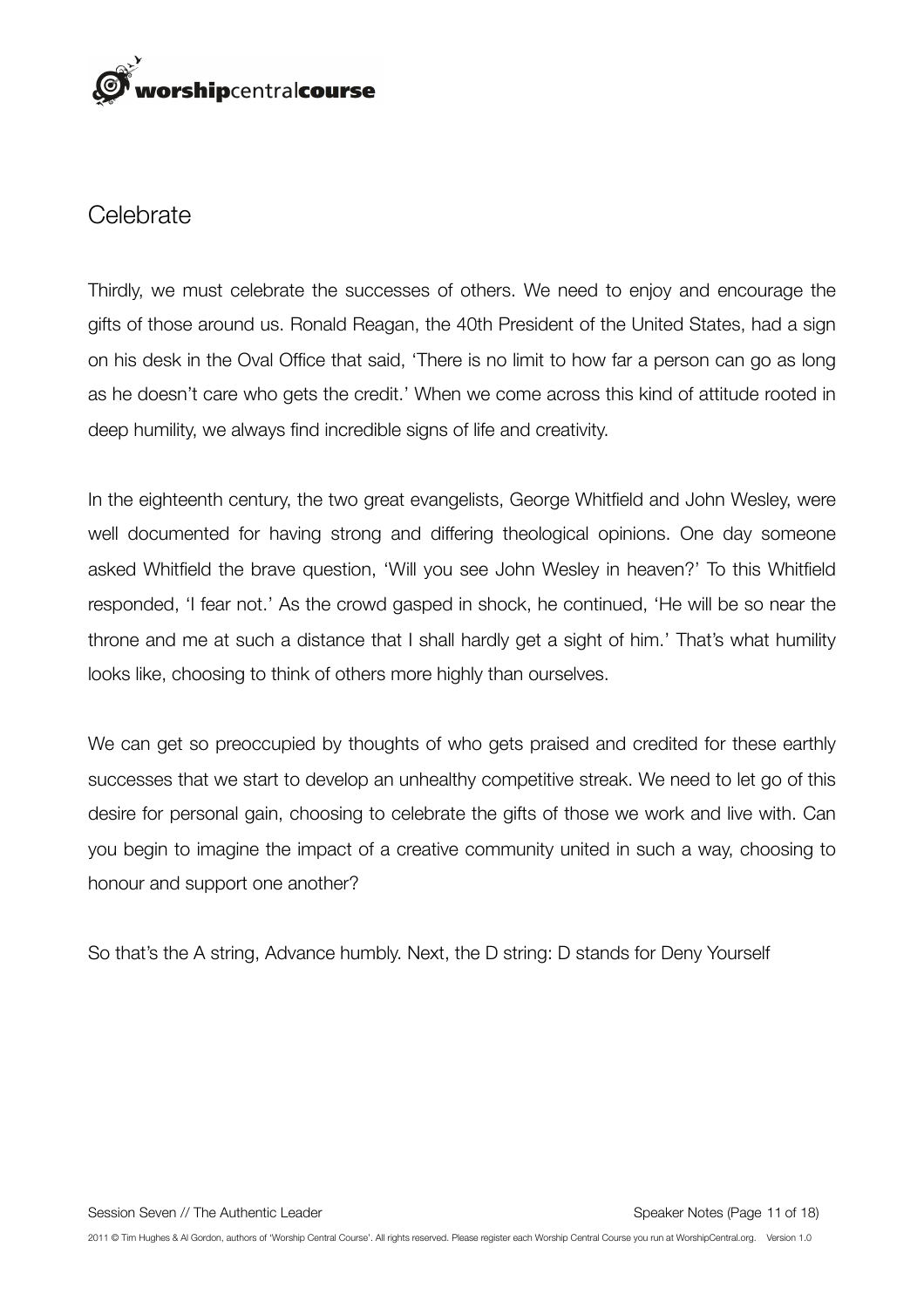## Celebrate

Thirdly, we must celebrate the successes of others. We need to enjoy and encourage the gifts of those around us. Ronald Reagan, the 40th President of the United States, had a sign on his desk in the Oval Office that said, 'There is no limit to how far a person can go as long as he doesn't care who gets the credit.' When we come across this kind of attitude rooted in deep humility, we always find incredible signs of life and creativity.

In the eighteenth century, the two great evangelists, George Whitfield and John Wesley, were well documented for having strong and differing theological opinions. One day someone asked Whitfield the brave question, 'Will you see John Wesley in heaven?' To this Whitfield responded, 'I fear not.' As the crowd gasped in shock, he continued, 'He will be so near the throne and me at such a distance that I shall hardly get a sight of him.' That's what humility looks like, choosing to think of others more highly than ourselves.

We can get so preoccupied by thoughts of who gets praised and credited for these earthly successes that we start to develop an unhealthy competitive streak. We need to let go of this desire for personal gain, choosing to celebrate the gifts of those we work and live with. Can you begin to imagine the impact of a creative community united in such a way, choosing to honour and support one another?

So that's the A string, Advance humbly. Next, the D string: D stands for Deny Yourself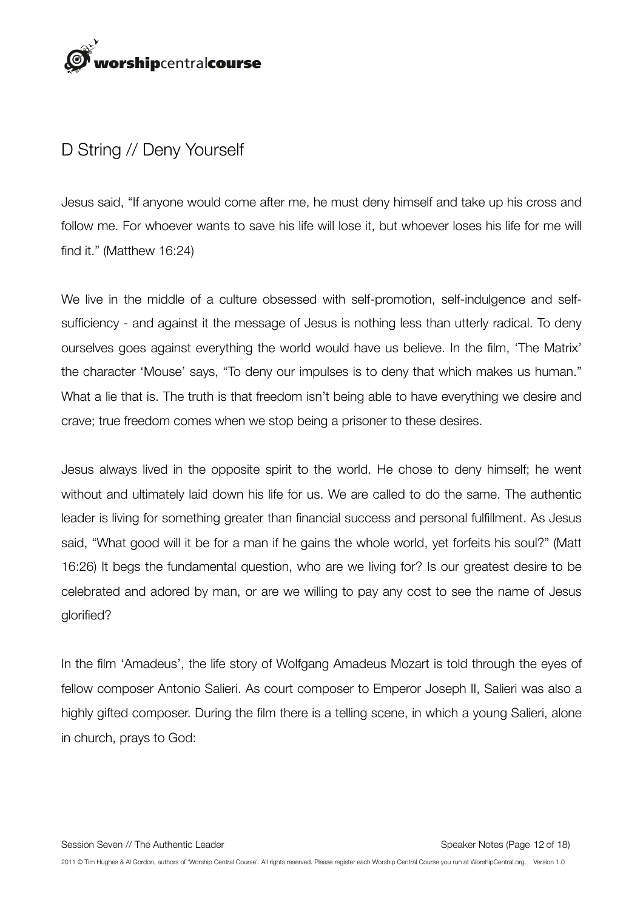## D String // Deny Yourself

Jesus said, "If anyone would come after me, he must deny himself and take up his cross and follow me. For whoever wants to save his life will lose it, but whoever loses his life for me will find it." (Matthew 16:24)

We live in the middle of a culture obsessed with self-promotion, self-indulgence and self-sufficiency - and against it the message of Jesus is nothing less than utterly radical. To deny ourselves goes against everything the world would have us believe. In the film, 'The Matrix' the character 'Mouse' says, "To deny our impulses is to deny that which makes us human." What a lie that is. The truth is that freedom isn't being able to have everything we desire and crave; true freedom comes when we stop being a prisoner to these desires.

Jesus always lived in the opposite spirit to the world. He chose to deny himself; he went without and ultimately laid down his life for us. We are called to do the same. The authentic leader is living for something greater than financial success and personal fulfillment. As Jesus said, "What good will it be for a man if he gains the whole world, yet forfeits his soul?" (Matt 16:26) It begs the fundamental question, who are we living for? Is our greatest desire to be celebrated and adored by man, or are we willing to pay any cost to see the name of Jesus glorified?

In the film 'Amadeus', the life story of Wolfgang Amadeus Mozart is told through the eyes of fellow composer Antonio Salieri. As court composer to Emperor Joseph II, Salieri was also a highly gifted composer. During the film there is a telling scene, in which a young Salieri, alone in church, prays to God: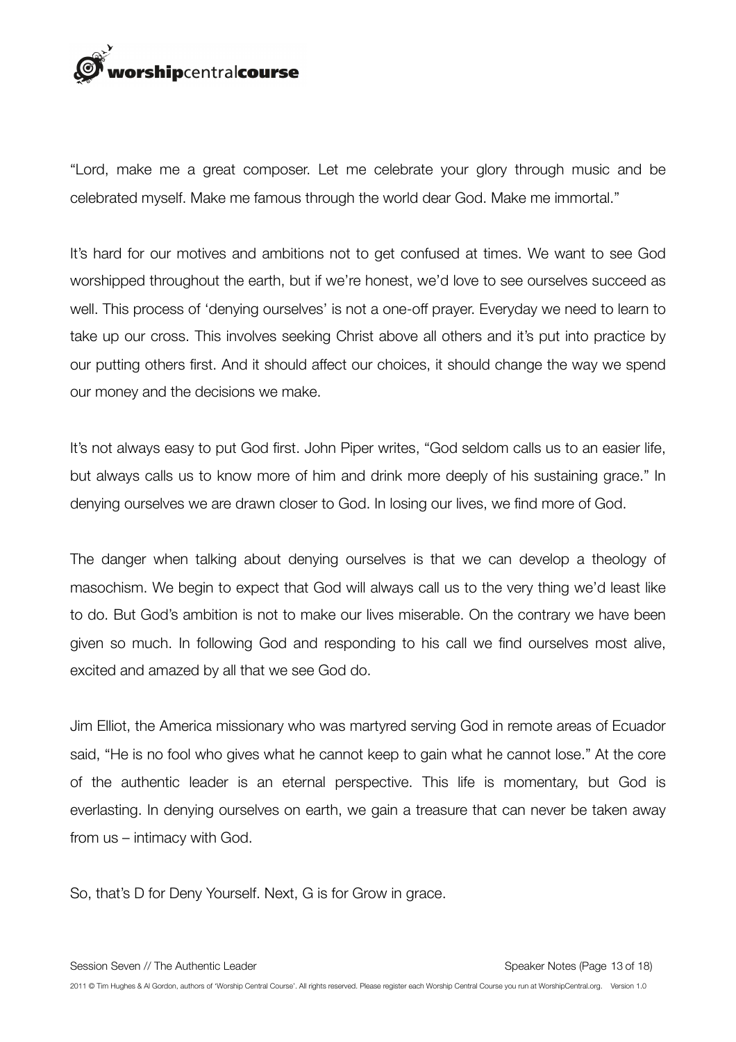"Lord, make me a great composer. Let me celebrate your glory through music and be celebrated myself. Make me famous through the world dear God. Make me immortal."

It's hard for our motives and ambitions not to get confused at times. We want to see God worshipped throughout the earth, but if we're honest, we'd love to see ourselves succeed as well. This process of 'denying ourselves' is not a one-off prayer. Everyday we need to learn to take up our cross. This involves seeking Christ above all others and it's put into practice by our putting others first. And it should affect our choices, it should change the way we spend our money and the decisions we make.

It's not always easy to put God first. John Piper writes, "God seldom calls us to an easier life, but always calls us to know more of him and drink more deeply of his sustaining grace." In denying ourselves we are drawn closer to God. In losing our lives, we find more of God.

The danger when talking about denying ourselves is that we can develop a theology of masochism. We begin to expect that God will always call us to the very thing we'd least like to do. But God's ambition is not to make our lives miserable. On the contrary we have been given so much. In following God and responding to his call we find ourselves most alive, excited and amazed by all that we see God do.

Jim Elliot, the America missionary who was martyred serving God in remote areas of Ecuador said, "He is no fool who gives what he cannot keep to gain what he cannot lose." At the core of the authentic leader is an eternal perspective. This life is momentary, but God is everlasting. In denying ourselves on earth, we gain a treasure that can never be taken away from us – intimacy with God.

So, that's D for Deny Yourself. Next, G is for Grow in grace.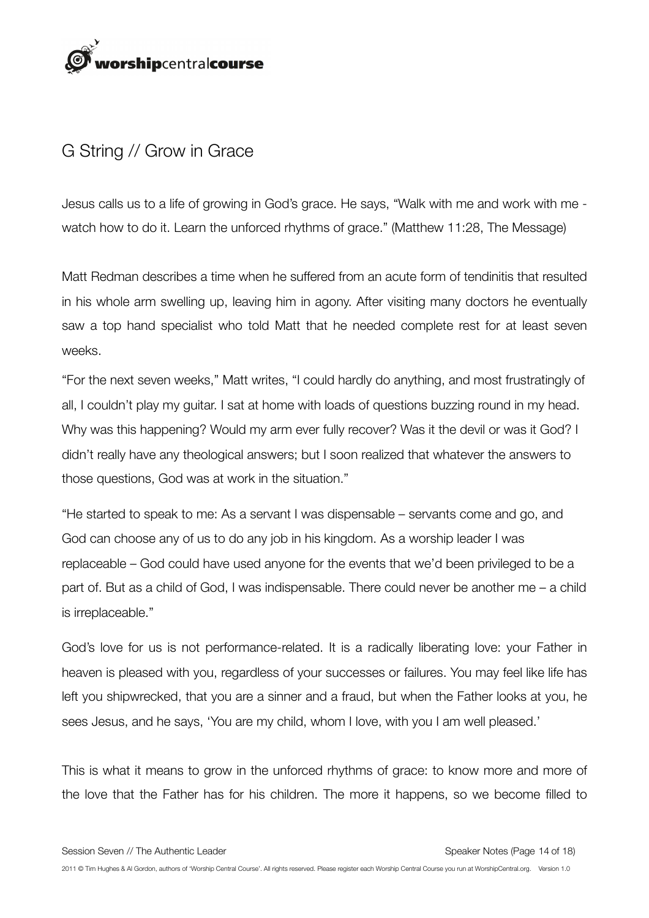## G String // Grow in Grace

Jesus calls us to a life of growing in God's grace. He says, "Walk with me and work with me - watch how to do it. Learn the unforced rhythms of grace." (Matthew 11:28, The Message)

Matt Redman describes a time when he suffered from an acute form of tendinitis that resulted in his whole arm swelling up, leaving him in agony. After visiting many doctors he eventually saw a top hand specialist who told Matt that he needed complete rest for at least seven weeks.

"For the next seven weeks," Matt writes, "I could hardly do anything, and most frustratingly of all, I couldn't play my guitar. I sat at home with loads of questions buzzing round in my head. Why was this happening? Would my arm ever fully recover? Was it the devil or was it God? I didn't really have any theological answers; but I soon realized that whatever the answers to those questions, God was at work in the situation."

"He started to speak to me: As a servant I was dispensable – servants come and go, and God can choose any of us to do any job in his kingdom. As a worship leader I was replaceable – God could have used anyone for the events that we'd been privileged to be a part of. But as a child of God, I was indispensable. There could never be another me – a child is irreplaceable."

God's love for us is not performance-related. It is a radically liberating love: your Father in heaven is pleased with you, regardless of your successes or failures. You may feel like life has left you shipwrecked, that you are a sinner and a fraud, but when the Father looks at you, he sees Jesus, and he says, 'You are my child, whom I love, with you I am well pleased.'

This is what it means to grow in the unforced rhythms of grace: to know more and more of the love that the Father has for his children. The more it happens, so we become filled to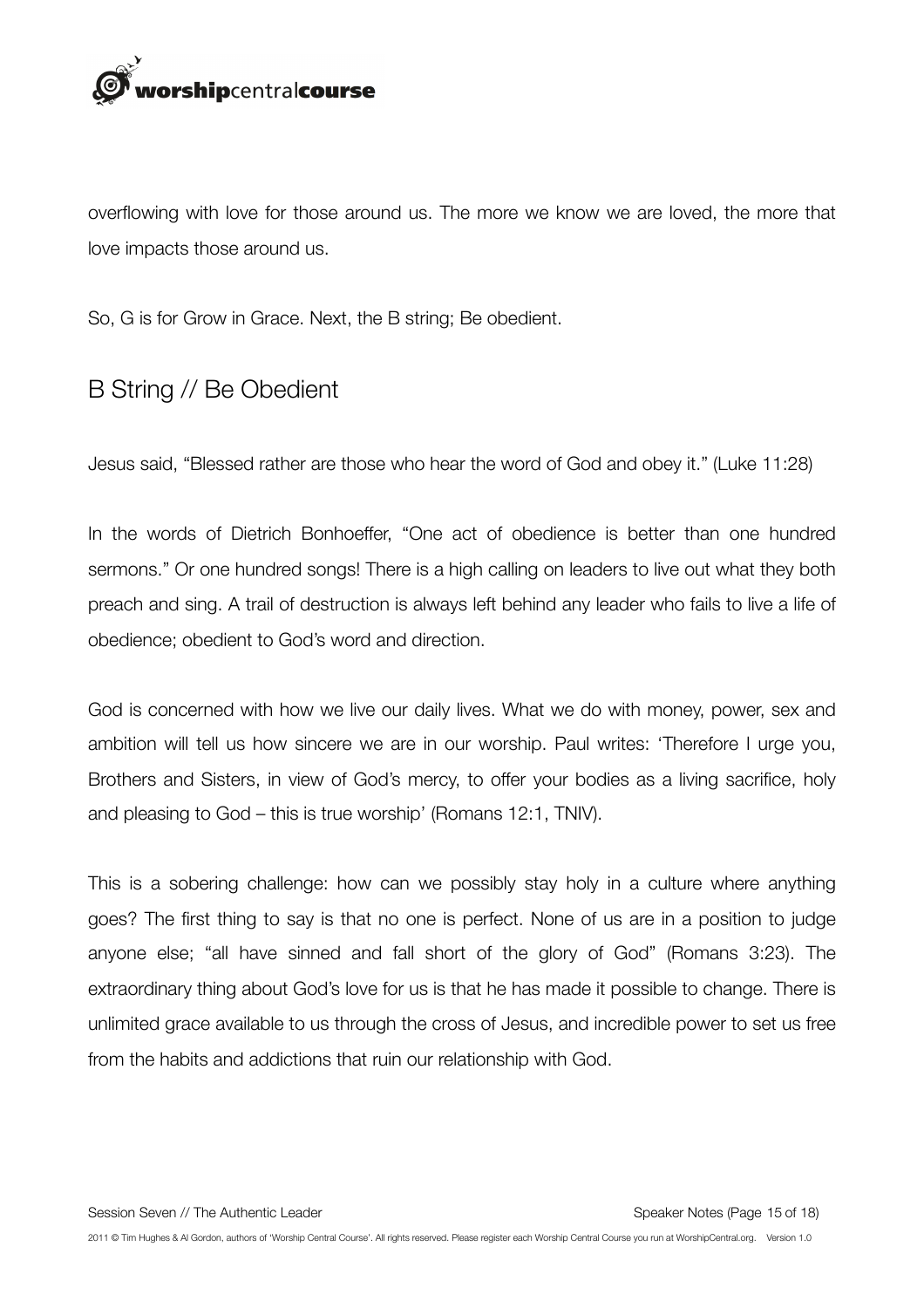overflowing with love for those around us. The more we know we are loved, the more that love impacts those around us.

So, G is for Grow in Grace. Next, the B string; Be obedient.

## B String // Be Obedient

Jesus said, "Blessed rather are those who hear the word of God and obey it." (Luke 11:28)

In the words of Dietrich Bonhoeffer, "One act of obedience is better than one hundred sermons." Or one hundred songs! There is a high calling on leaders to live out what they both preach and sing. A trail of destruction is always left behind any leader who fails to live a life of obedience; obedient to God's word and direction.

God is concerned with how we live our daily lives. What we do with money, power, sex and ambition will tell us how sincere we are in our worship. Paul writes: 'Therefore I urge you, Brothers and Sisters, in view of God's mercy, to offer your bodies as a living sacrifice, holy and pleasing to God – this is true worship' (Romans 12:1, TNIV).

This is a sobering challenge: how can we possibly stay holy in a culture where anything goes? The first thing to say is that no one is perfect. None of us are in a position to judge anyone else; "all have sinned and fall short of the glory of God" (Romans 3:23). The extraordinary thing about God's love for us is that he has made it possible to change. There is unlimited grace available to us through the cross of Jesus, and incredible power to set us free from the habits and addictions that ruin our relationship with God.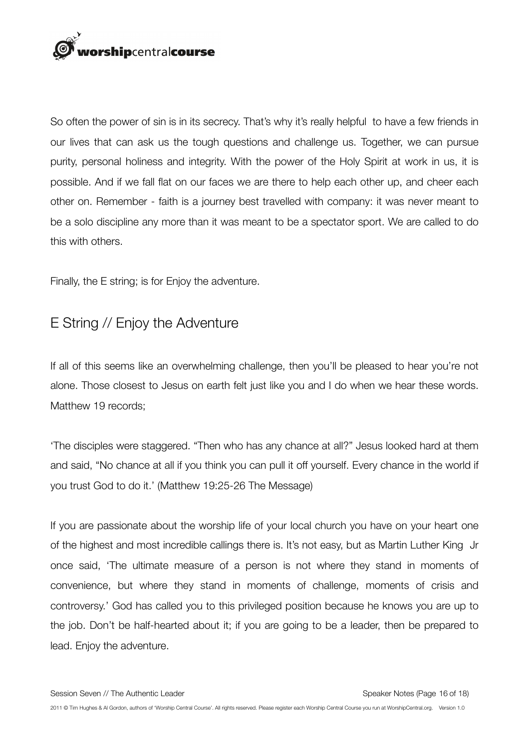So often the power of sin is in its secrecy. That's why it's really helpful to have a few friends in our lives that can ask us the tough questions and challenge us. Together, we can pursue purity, personal holiness and integrity. With the power of the Holy Spirit at work in us, it is possible. And if we fall flat on our faces we are there to help each other up, and cheer each other on. Remember - faith is a journey best travelled with company: it was never meant to be a solo discipline any more than it was meant to be a spectator sport. We are called to do this with others.

Finally, the E string; is for Enjoy the adventure.

## E String // Enjoy the Adventure

If all of this seems like an overwhelming challenge, then you'll be pleased to hear you're not alone. Those closest to Jesus on earth felt just like you and I do when we hear these words. Matthew 19 records;

'The disciples were staggered. "Then who has any chance at all?" Jesus looked hard at them and said, "No chance at all if you think you can pull it off yourself. Every chance in the world if you trust God to do it.' (Matthew 19:25-26 The Message)

If you are passionate about the worship life of your local church you have on your heart one of the highest and most incredible callings there is. It's not easy, but as Martin Luther King Jr once said, 'The ultimate measure of a person is not where they stand in moments of convenience, but where they stand in moments of challenge, moments of crisis and controversy.' God has called you to this privileged position because he knows you are up to the job. Don't be half-hearted about it; if you are going to be a leader, then be prepared to lead. Enjoy the adventure.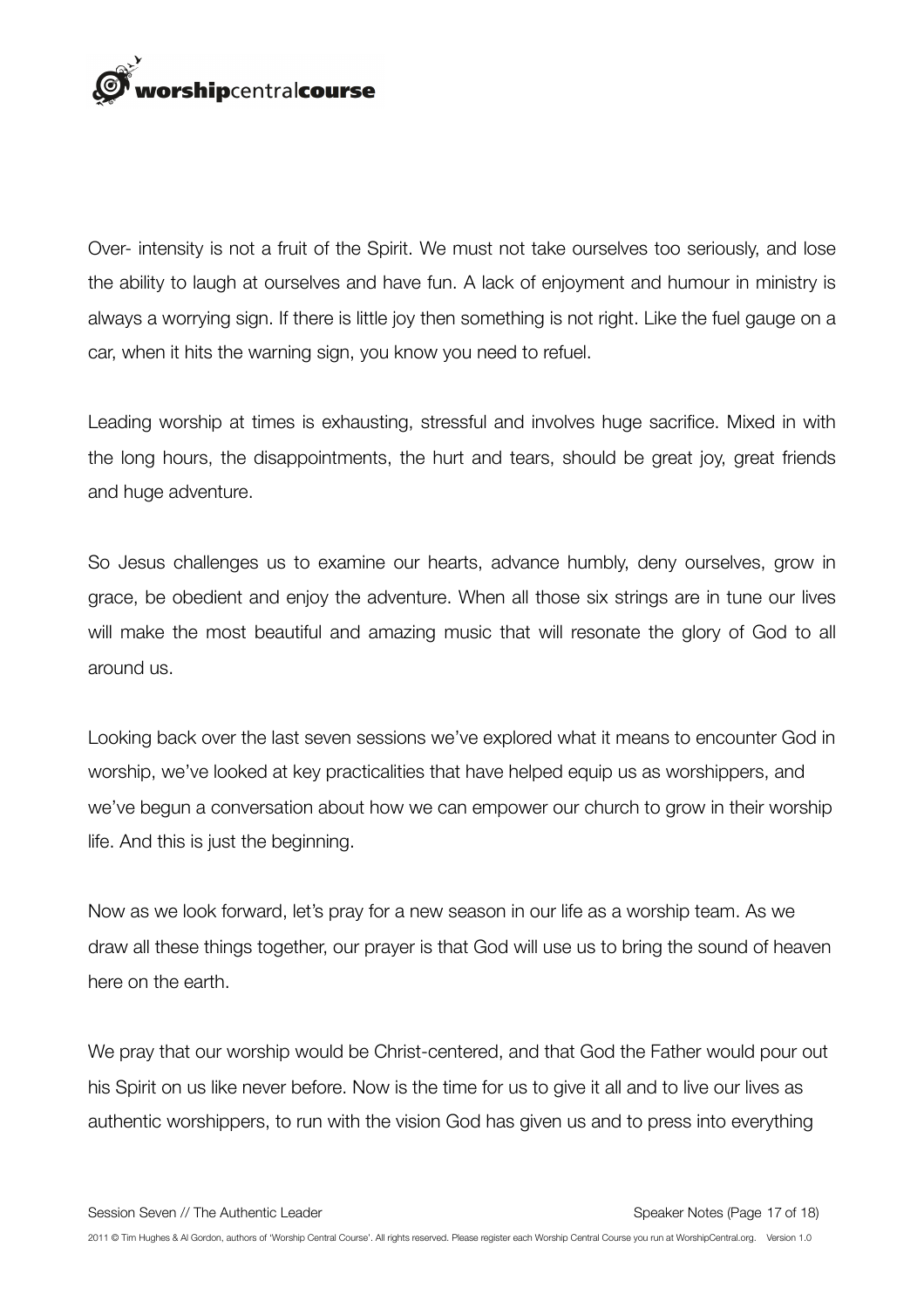Over- intensity is not a fruit of the Spirit. We must not take ourselves too seriously, and lose the ability to laugh at ourselves and have fun. A lack of enjoyment and humour in ministry is always a worrying sign. If there is little joy then something is not right. Like the fuel gauge on a car, when it hits the warning sign, you know you need to refuel.

Leading worship at times is exhausting, stressful and involves huge sacrifice. Mixed in with the long hours, the disappointments, the hurt and tears, should be great joy, great friends and huge adventure.

So Jesus challenges us to examine our hearts, advance humbly, deny ourselves, grow in grace, be obedient and enjoy the adventure. When all those six strings are in tune our lives will make the most beautiful and amazing music that will resonate the glory of God to all around us.

Looking back over the last seven sessions we've explored what it means to encounter God in worship, we've looked at key practicalities that have helped equip us as worshippers, and we've begun a conversation about how we can empower our church to grow in their worship life. And this is just the beginning.

Now as we look forward, let's pray for a new season in our life as a worship team. As we draw all these things together, our prayer is that God will use us to bring the sound of heaven here on the earth.

We pray that our worship would be Christ-centered, and that God the Father would pour out his Spirit on us like never before. Now is the time for us to give it all and to live our lives as authentic worshippers, to run with the vision God has given us and to press into everything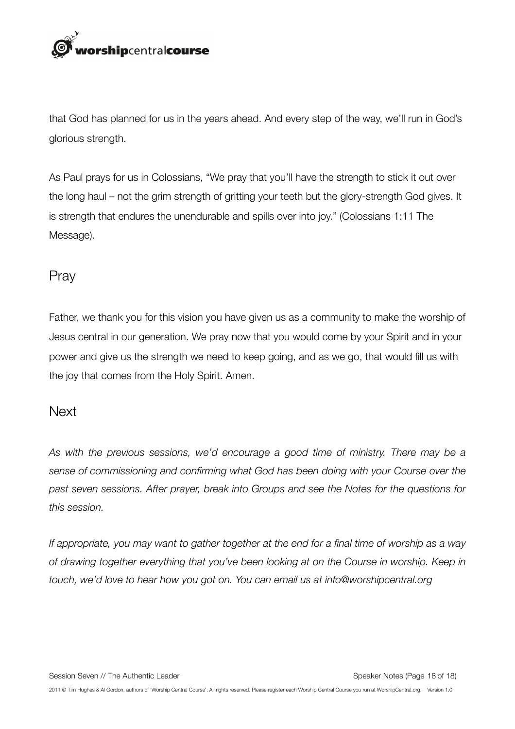that God has planned for us in the years ahead. And every step of the way, we'll run in God's glorious strength.

As Paul prays for us in Colossians, "We pray that you'll have the strength to stick it out over the long haul – not the grim strength of gritting your teeth but the glory-strength God gives. It is strength that endures the unendurable and spills over into joy." (Colossians 1:11 The Message).

## Pray

Father, we thank you for this vision you have given us as a community to make the worship of Jesus central in our generation. We pray now that you would come by your Spirit and in your power and give us the strength we need to keep going, and as we go, that would fill us with the joy that comes from the Holy Spirit. Amen.

## Next

*As with the previous sessions, we'd encourage a good time of ministry. There may be a sense of commissioning and confirming what God has been doing with your Course over the past seven sessions. After prayer, break into Groups and see the Notes for the questions for this session.*

*If appropriate, you may want to gather together at the end for a final time of worship as a way of drawing together everything that you've been looking at on the Course in worship. Keep in touch, we'd love to hear how you got on. You can email us at info@worshipcentral.org*